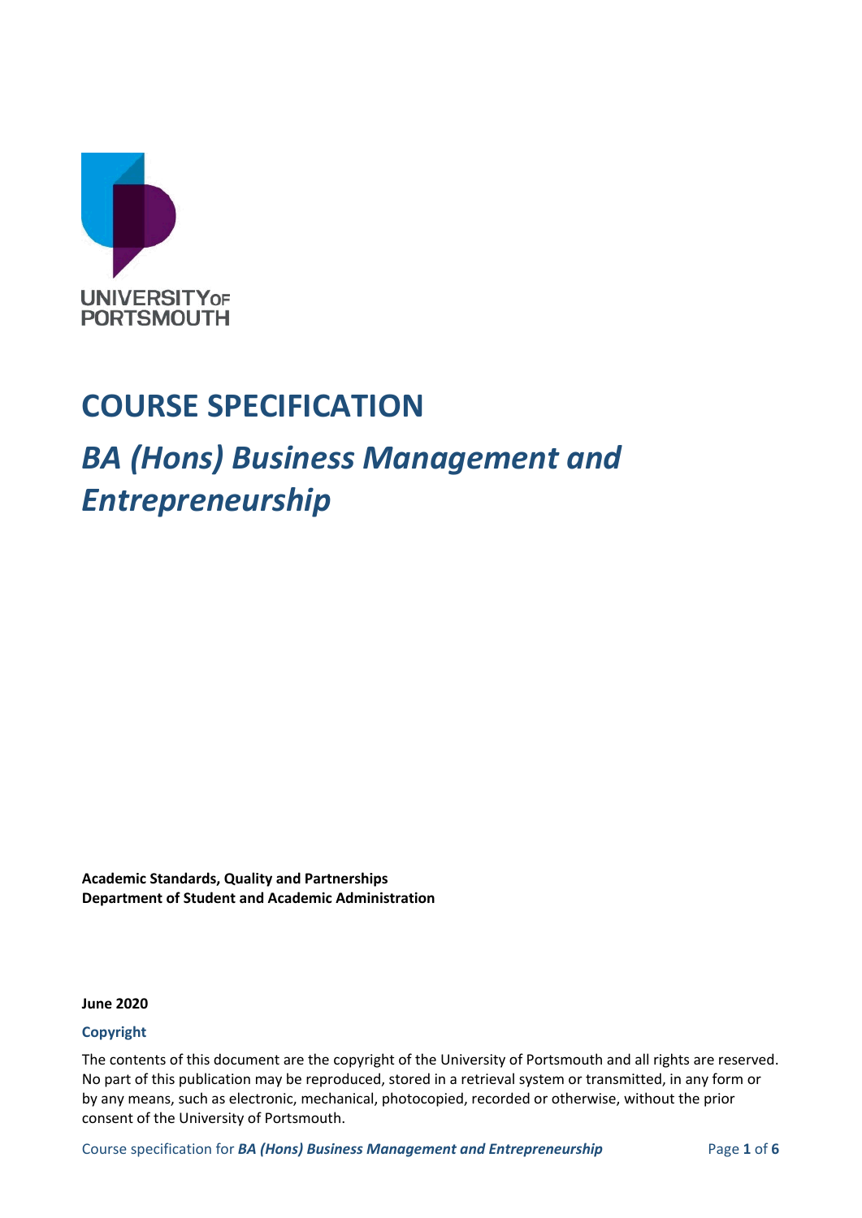UNIVERSITY OF PORTSMOUTH

# COURSE SPECIFICATION

## *BA (Hons) Business Management and Entrepreneurship*

**Academic Standards, Quality and Partnerships**
**Department of Student and Academic Administration**

**June 2020**

### Copyright

The contents of this document are the copyright of the University of Portsmouth and all rights are reserved. No part of this publication may be reproduced, stored in a retrieval system or transmitted, in any form or by any means, such as electronic, mechanical, photocopied, recorded or otherwise, without the prior consent of the University of Portsmouth.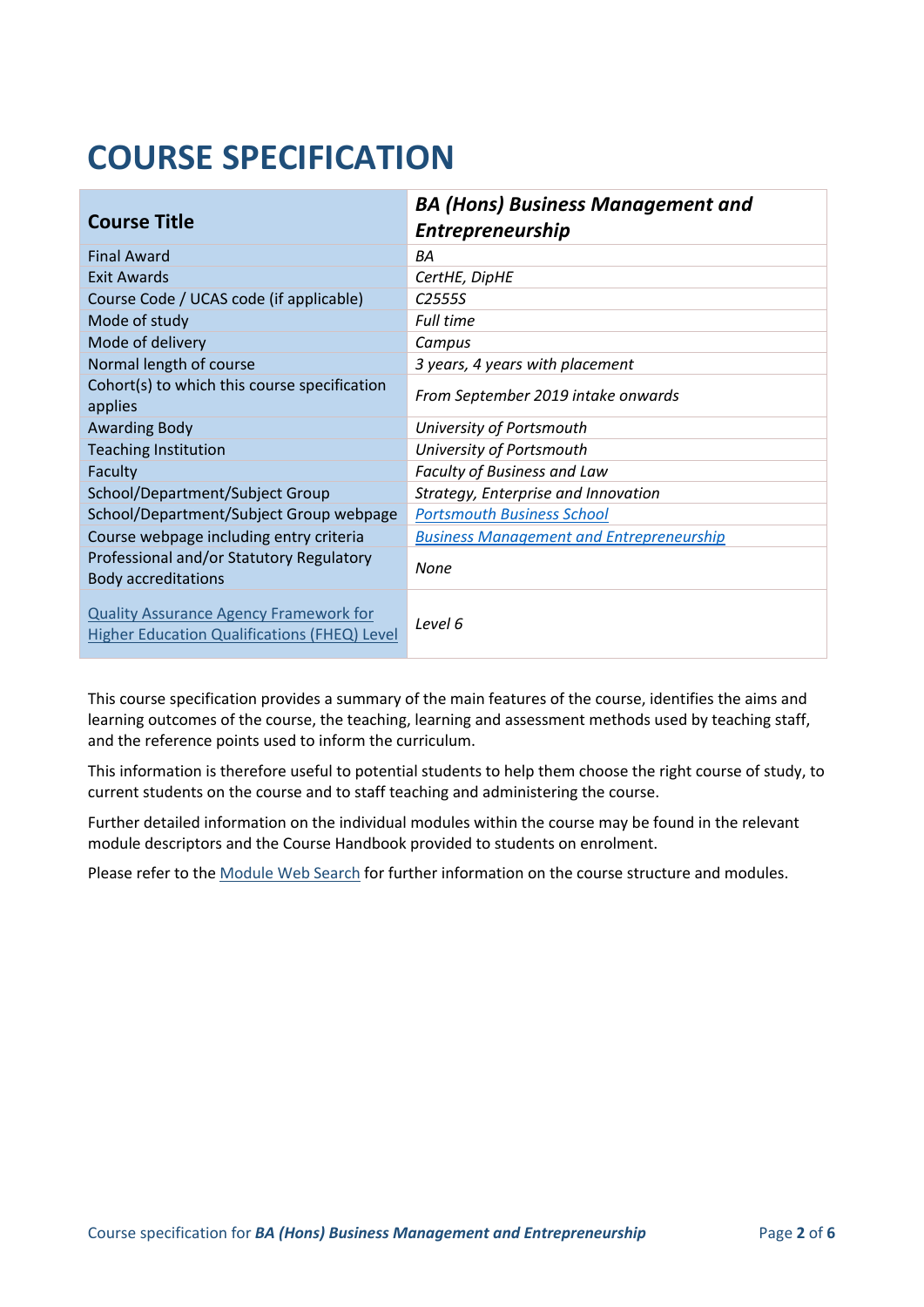# COURSE SPECIFICATION

| Course Title | ***BA (Hons) Business Management and Entrepreneurship*** |
|---|---|
| Final Award | *BA* |
| Exit Awards | *CertHE, DipHE* |
| Course Code / UCAS code (if applicable) | *C2555S* |
| Mode of study | *Full time* |
| Mode of delivery | *Campus* |
| Normal length of course | *3 years, 4 years with placement* |
| Cohort(s) to which this course specification applies | *From September 2019 intake onwards* |
| Awarding Body | *University of Portsmouth* |
| Teaching Institution | *University of Portsmouth* |
| Faculty | *Faculty of Business and Law* |
| School/Department/Subject Group | *Strategy, Enterprise and Innovation* |
| School/Department/Subject Group webpage | *Portsmouth Business School* |
| Course webpage including entry criteria | *Business Management and Entrepreneurship* |
| Professional and/or Statutory Regulatory Body accreditations | *None* |
| Quality Assurance Agency Framework for Higher Education Qualifications (FHEQ) Level | *Level 6* |

This course specification provides a summary of the main features of the course, identifies the aims and learning outcomes of the course, the teaching, learning and assessment methods used by teaching staff, and the reference points used to inform the curriculum.

This information is therefore useful to potential students to help them choose the right course of study, to current students on the course and to staff teaching and administering the course.

Further detailed information on the individual modules within the course may be found in the relevant module descriptors and the Course Handbook provided to students on enrolment.

Please refer to the Module Web Search for further information on the course structure and modules.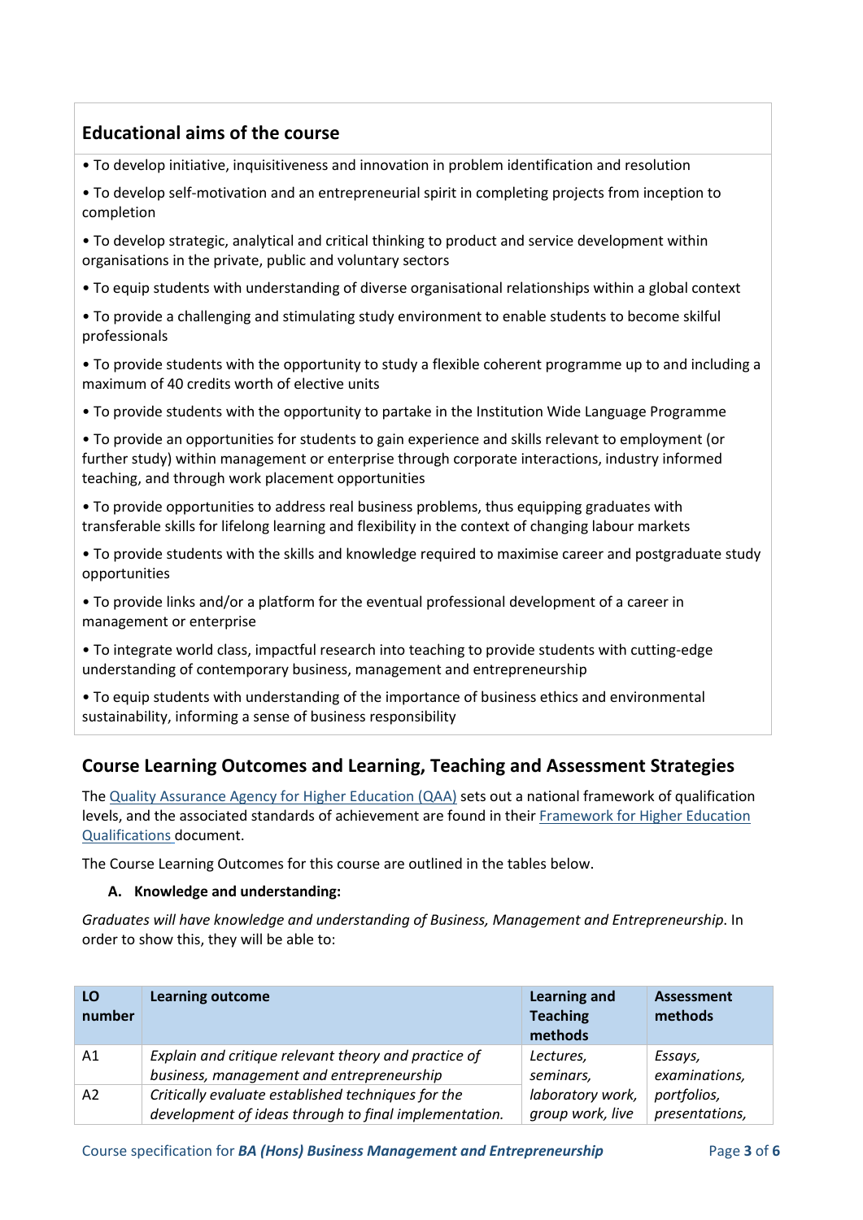## Educational aims of the course

- To develop initiative, inquisitiveness and innovation in problem identification and resolution
- To develop self-motivation and an entrepreneurial spirit in completing projects from inception to completion
- To develop strategic, analytical and critical thinking to product and service development within organisations in the private, public and voluntary sectors
- To equip students with understanding of diverse organisational relationships within a global context
- To provide a challenging and stimulating study environment to enable students to become skilful professionals
- To provide students with the opportunity to study a flexible coherent programme up to and including a maximum of 40 credits worth of elective units
- To provide students with the opportunity to partake in the Institution Wide Language Programme
- To provide an opportunities for students to gain experience and skills relevant to employment (or further study) within management or enterprise through corporate interactions, industry informed teaching, and through work placement opportunities
- To provide opportunities to address real business problems, thus equipping graduates with transferable skills for lifelong learning and flexibility in the context of changing labour markets
- To provide students with the skills and knowledge required to maximise career and postgraduate study opportunities
- To provide links and/or a platform for the eventual professional development of a career in management or enterprise
- To integrate world class, impactful research into teaching to provide students with cutting-edge understanding of contemporary business, management and entrepreneurship
- To equip students with understanding of the importance of business ethics and environmental sustainability, informing a sense of business responsibility

## Course Learning Outcomes and Learning, Teaching and Assessment Strategies

The [Quality Assurance Agency for Higher Education (QAA)](#) sets out a national framework of qualification levels, and the associated standards of achievement are found in their [Framework for Higher Education Qualifications](#) document.

The Course Learning Outcomes for this course are outlined in the tables below.

**A. Knowledge and understanding:**

*Graduates will have knowledge and understanding of Business, Management and Entrepreneurship*. In order to show this, they will be able to:

| LO number | Learning outcome | Learning and Teaching methods | Assessment methods |
|---|---|---|---|
| A1 | *Explain and critique relevant theory and practice of business, management and entrepreneurship* | *Lectures, seminars, laboratory work, group work, live* | *Essays, examinations, portfolios, presentations,* |
| A2 | *Critically evaluate established techniques for the development of ideas through to final implementation.* | | |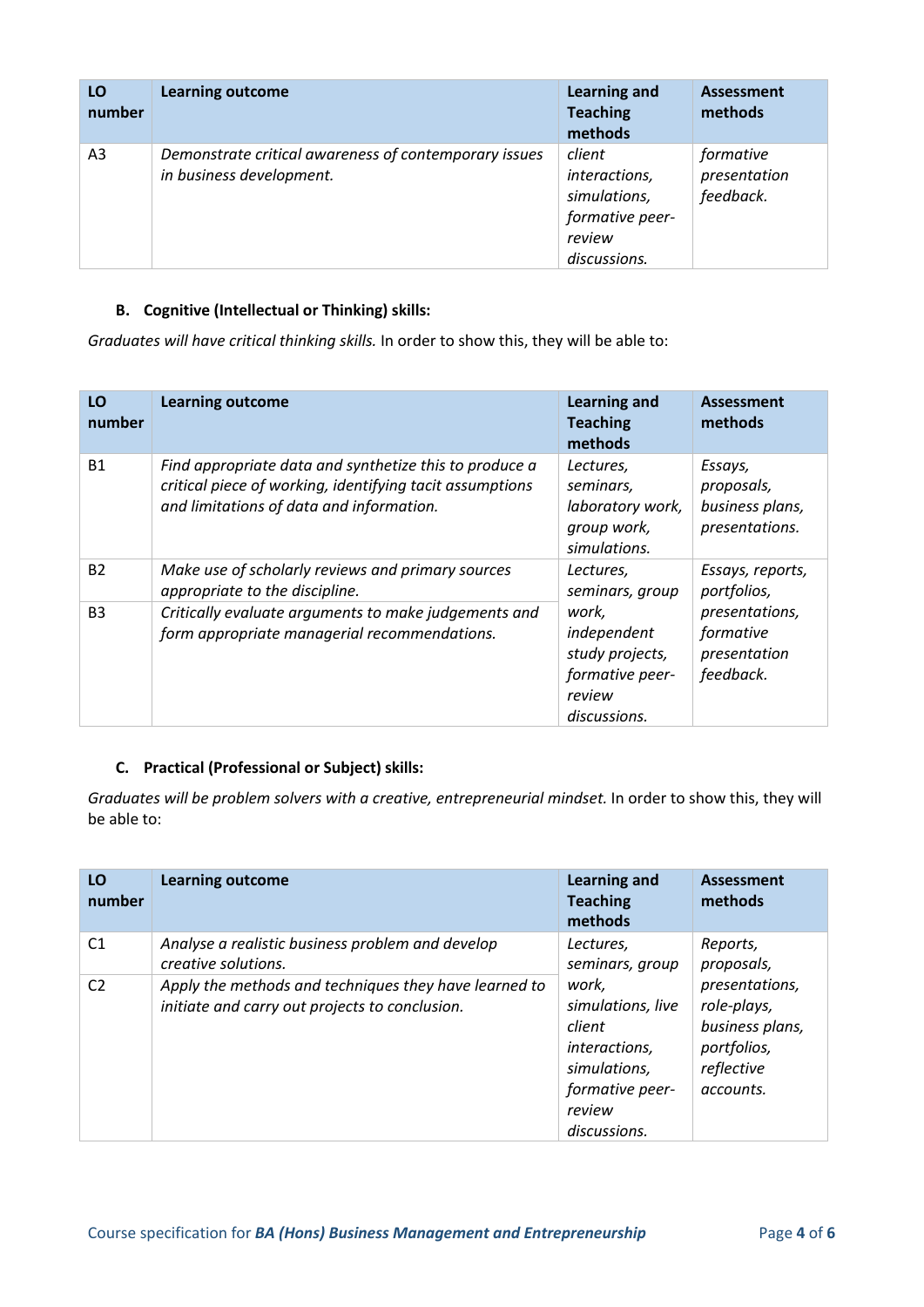| LO number | Learning outcome | Learning and Teaching methods | Assessment methods |
|---|---|---|---|
| A3 | *Demonstrate critical awareness of contemporary issues in business development.* | *client interactions, simulations, formative peer-review discussions.* | *formative presentation feedback.* |

### B. Cognitive (Intellectual or Thinking) skills:

*Graduates will have critical thinking skills.* In order to show this, they will be able to:

| LO number | Learning outcome | Learning and Teaching methods | Assessment methods |
|---|---|---|---|
| B1 | *Find appropriate data and synthetize this to produce a critical piece of working, identifying tacit assumptions and limitations of data and information.* | *Lectures, seminars, laboratory work, group work, simulations.* | *Essays, proposals, business plans, presentations.* |
| B2 | *Make use of scholarly reviews and primary sources appropriate to the discipline.* | *Lectures, seminars, group work, independent study projects, formative peer-review discussions.* | *Essays, reports, portfolios, presentations, formative presentation feedback.* |
| B3 | *Critically evaluate arguments to make judgements and form appropriate managerial recommendations.* | | |

### C. Practical (Professional or Subject) skills:

*Graduates will be problem solvers with a creative, entrepreneurial mindset.* In order to show this, they will be able to:

| LO number | Learning outcome | Learning and Teaching methods | Assessment methods |
|---|---|---|---|
| C1 | *Analyse a realistic business problem and develop creative solutions.* | *Lectures, seminars, group work, simulations, live client interactions, simulations, formative peer-review discussions.* | *Reports, proposals, presentations, role-plays, business plans, portfolios, reflective accounts.* |
| C2 | *Apply the methods and techniques they have learned to initiate and carry out projects to conclusion.* | | |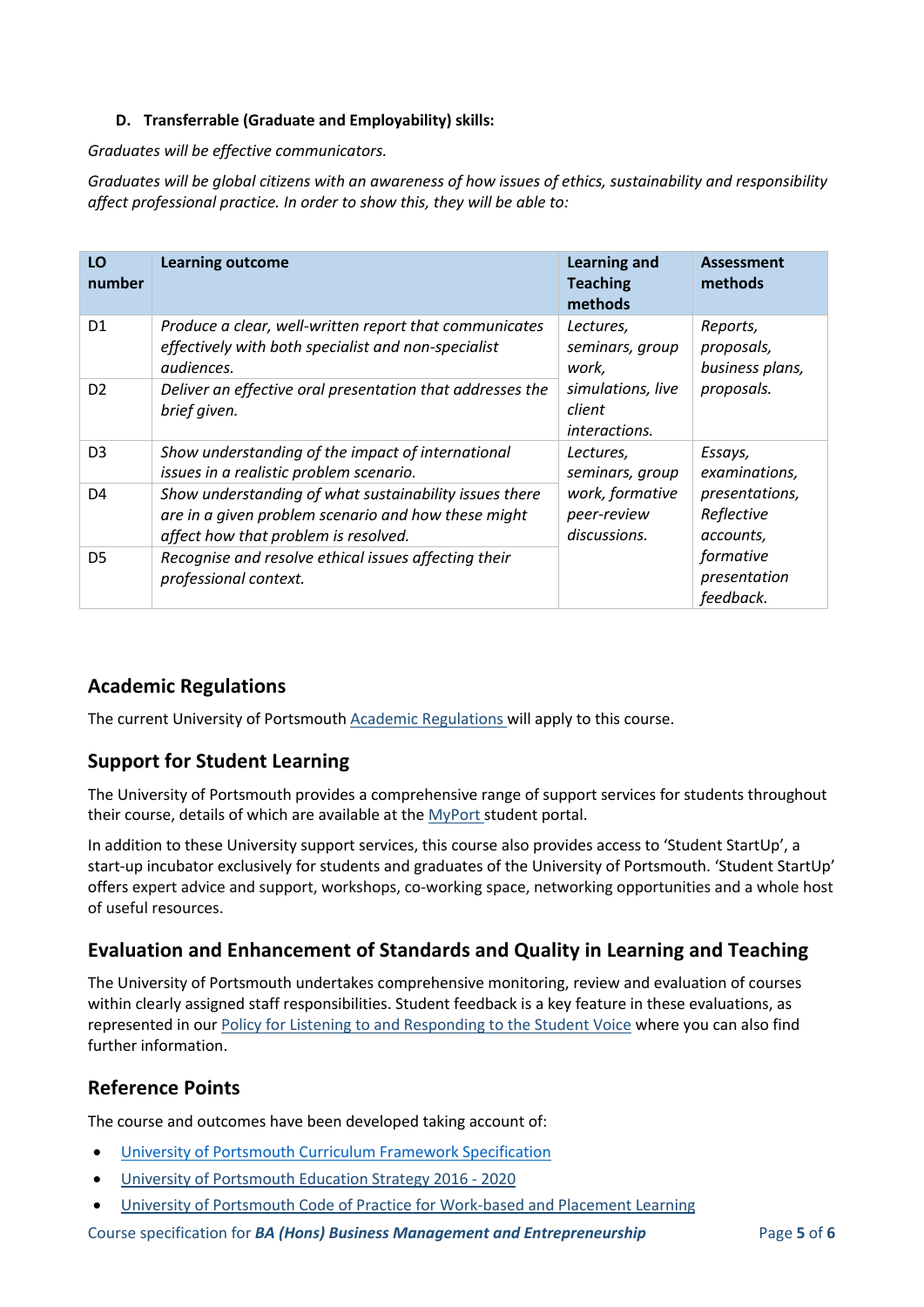**D. Transferrable (Graduate and Employability) skills:**

*Graduates will be effective communicators.*

*Graduates will be global citizens with an awareness of how issues of ethics, sustainability and responsibility affect professional practice. In order to show this, they will be able to:*

| LO number | Learning outcome | Learning and Teaching methods | Assessment methods |
|---|---|---|---|
| D1 | *Produce a clear, well-written report that communicates effectively with both specialist and non-specialist audiences.* | *Lectures, seminars, group work, simulations, live client interactions.* | *Reports, proposals, business plans, proposals.* |
| D2 | *Deliver an effective oral presentation that addresses the brief given.* | | |
| D3 | *Show understanding of the impact of international issues in a realistic problem scenario.* | *Lectures, seminars, group work, formative peer-review discussions.* | *Essays, examinations, presentations, Reflective accounts, formative presentation feedback.* |
| D4 | *Show understanding of what sustainability issues there are in a given problem scenario and how these might affect how that problem is resolved.* | | |
| D5 | *Recognise and resolve ethical issues affecting their professional context.* | | |

## Academic Regulations

The current University of Portsmouth Academic Regulations will apply to this course.

## Support for Student Learning

The University of Portsmouth provides a comprehensive range of support services for students throughout their course, details of which are available at the MyPort student portal.

In addition to these University support services, this course also provides access to 'Student StartUp', a start-up incubator exclusively for students and graduates of the University of Portsmouth. 'Student StartUp' offers expert advice and support, workshops, co-working space, networking opportunities and a whole host of useful resources.

## Evaluation and Enhancement of Standards and Quality in Learning and Teaching

The University of Portsmouth undertakes comprehensive monitoring, review and evaluation of courses within clearly assigned staff responsibilities. Student feedback is a key feature in these evaluations, as represented in our Policy for Listening to and Responding to the Student Voice where you can also find further information.

## Reference Points

The course and outcomes have been developed taking account of:

- University of Portsmouth Curriculum Framework Specification
- University of Portsmouth Education Strategy 2016 - 2020
- University of Portsmouth Code of Practice for Work-based and Placement Learning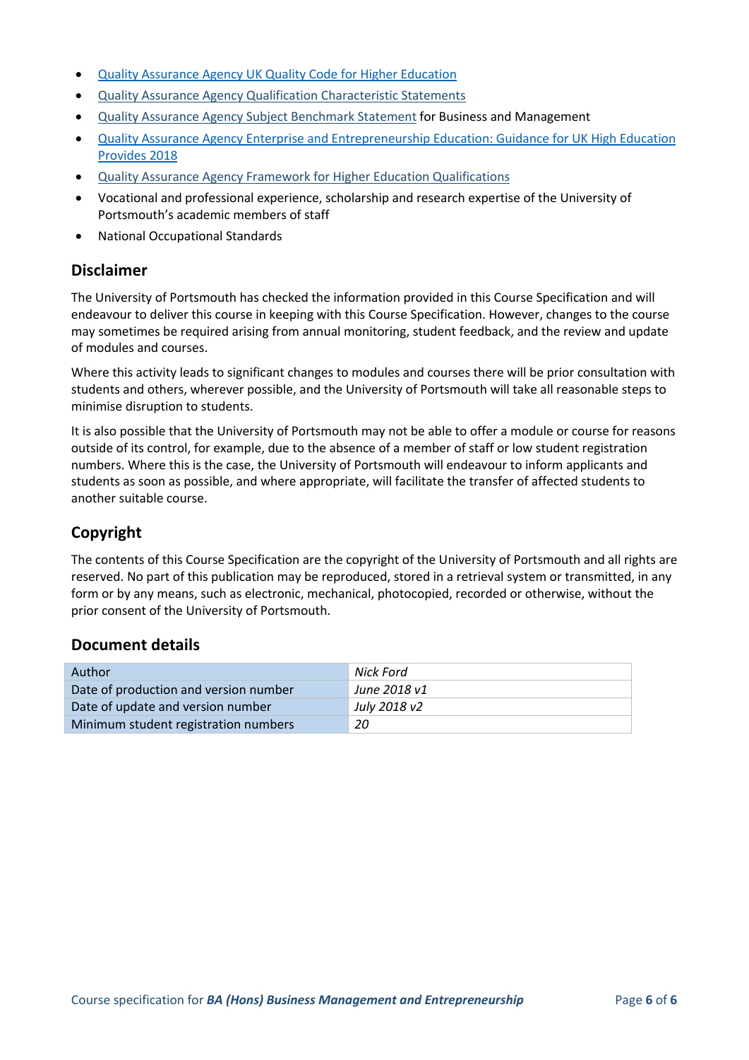- Quality Assurance Agency UK Quality Code for Higher Education
- Quality Assurance Agency Qualification Characteristic Statements
- Quality Assurance Agency Subject Benchmark Statement for Business and Management
- Quality Assurance Agency Enterprise and Entrepreneurship Education: Guidance for UK High Education Provides 2018
- Quality Assurance Agency Framework for Higher Education Qualifications
- Vocational and professional experience, scholarship and research expertise of the University of Portsmouth's academic members of staff
- National Occupational Standards

## Disclaimer

The University of Portsmouth has checked the information provided in this Course Specification and will endeavour to deliver this course in keeping with this Course Specification. However, changes to the course may sometimes be required arising from annual monitoring, student feedback, and the review and update of modules and courses.

Where this activity leads to significant changes to modules and courses there will be prior consultation with students and others, wherever possible, and the University of Portsmouth will take all reasonable steps to minimise disruption to students.

It is also possible that the University of Portsmouth may not be able to offer a module or course for reasons outside of its control, for example, due to the absence of a member of staff or low student registration numbers. Where this is the case, the University of Portsmouth will endeavour to inform applicants and students as soon as possible, and where appropriate, will facilitate the transfer of affected students to another suitable course.

## Copyright

The contents of this Course Specification are the copyright of the University of Portsmouth and all rights are reserved. No part of this publication may be reproduced, stored in a retrieval system or transmitted, in any form or by any means, such as electronic, mechanical, photocopied, recorded or otherwise, without the prior consent of the University of Portsmouth.

## Document details

| | |
|---|---|
| Author | *Nick Ford* |
| Date of production and version number | *June 2018 v1* |
| Date of update and version number | *July 2018 v2* |
| Minimum student registration numbers | *20* |